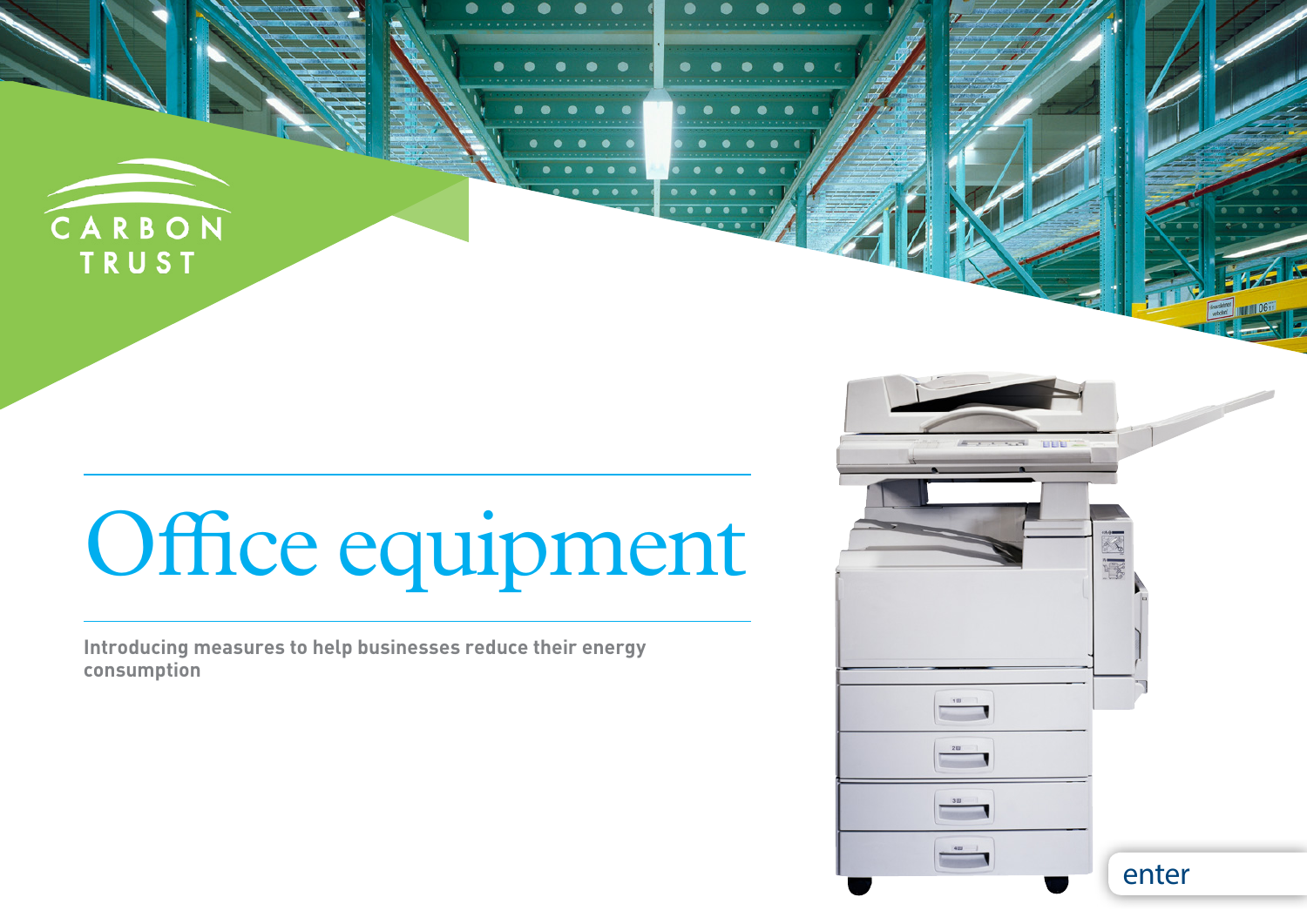CARBON TRUST

# Office equipment

**Introducing measures to help businesses reduce their energy consumption**

enter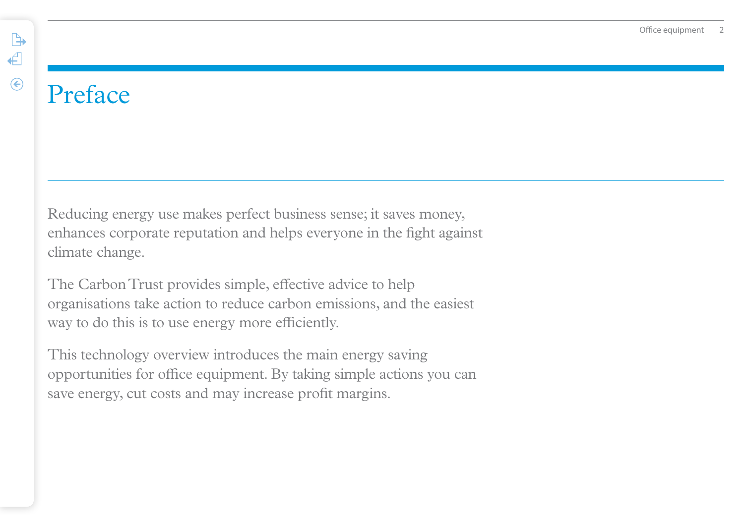# Preface

Reducing energy use makes perfect business sense; it saves money, enhances corporate reputation and helps everyone in the fight against climate change.

The Carbon Trust provides simple, effective advice to help organisations take action to reduce carbon emissions, and the easiest way to do this is to use energy more efficiently.

This technology overview introduces the main energy saving opportunities for office equipment. By taking simple actions you can save energy, cut costs and may increase profit margins.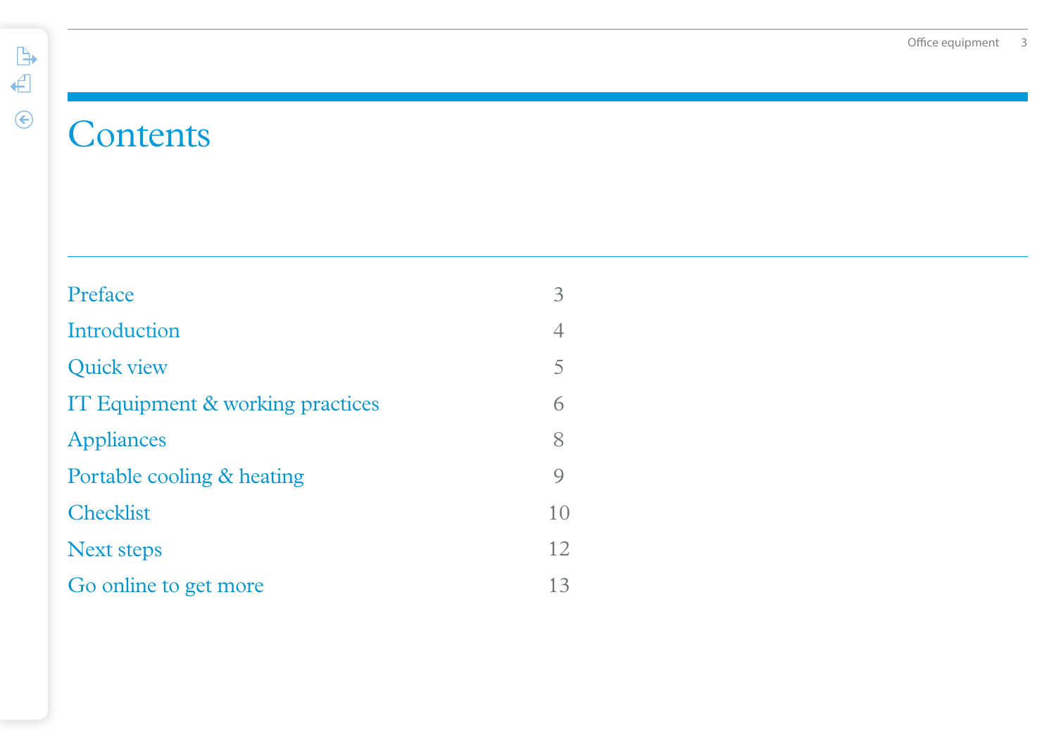# Contents

| | |
|---|---|
| Preface | 3 |
| Introduction | 4 |
| Quick view | 5 |
| IT Equipment & working practices | 6 |
| Appliances | 8 |
| Portable cooling & heating | 9 |
| Checklist | 10 |
| Next steps | 12 |
| Go online to get more | 13 |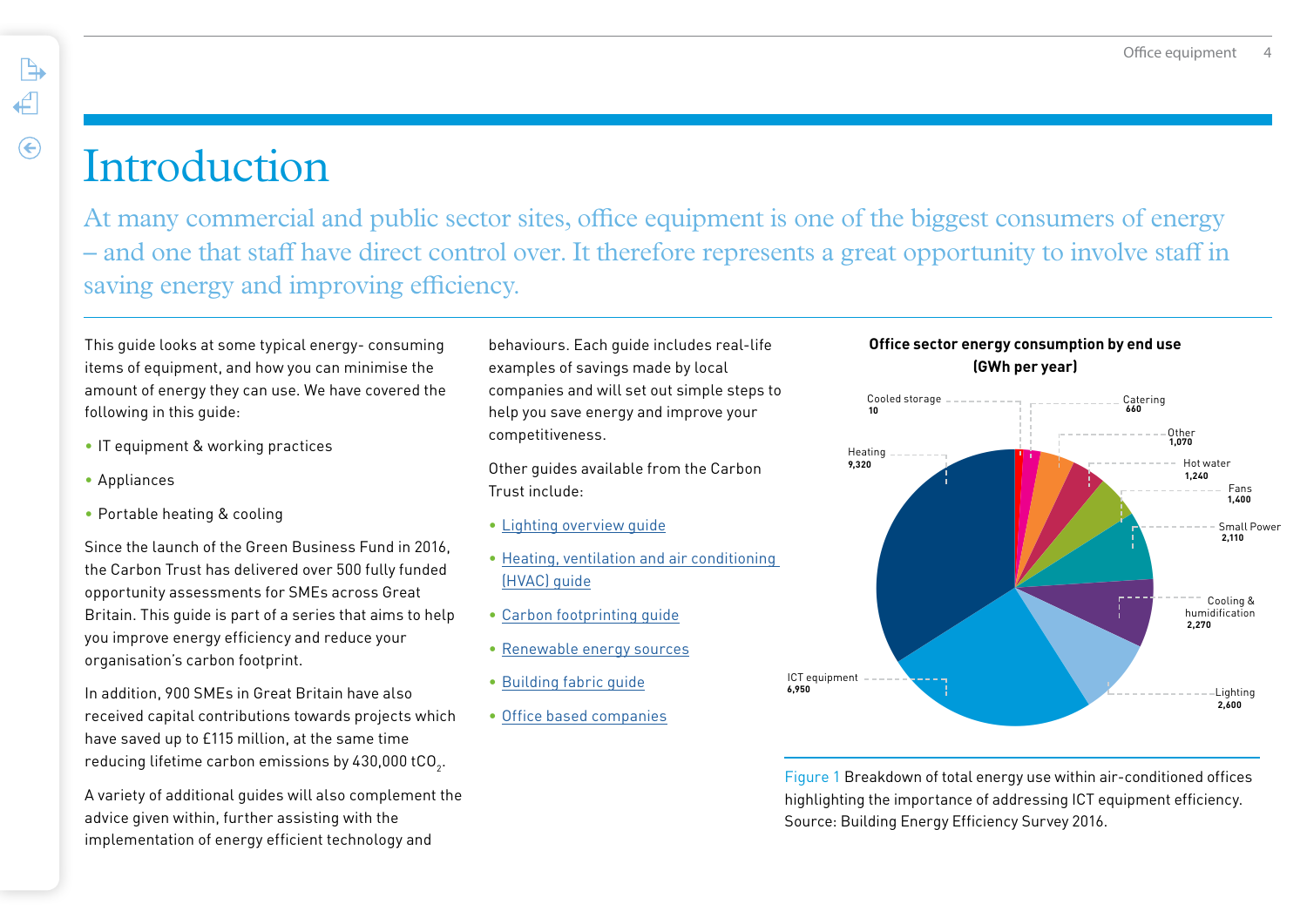# Introduction

At many commercial and public sector sites, office equipment is one of the biggest consumers of energy – and one that staff have direct control over. It therefore represents a great opportunity to involve staff in saving energy and improving efficiency.

This guide looks at some typical energy- consuming items of equipment, and how you can minimise the amount of energy they can use. We have covered the following in this guide:

- IT equipment & working practices
- Appliances
- Portable heating & cooling

Since the launch of the Green Business Fund in 2016, the Carbon Trust has delivered over 500 fully funded opportunity assessments for SMEs across Great Britain. This guide is part of a series that aims to help you improve energy efficiency and reduce your organisation's carbon footprint.

In addition, 900 SMEs in Great Britain have also received capital contributions towards projects which have saved up to £115 million, at the same time reducing lifetime carbon emissions by 430,000 $tCO_2$.

A variety of additional guides will also complement the advice given within, further assisting with the implementation of energy efficient technology and behaviours. Each guide includes real-life examples of savings made by local companies and will set out simple steps to help you save energy and improve your competitiveness.

Other guides available from the Carbon Trust include:

- Lighting overview guide
- Heating, ventilation and air conditioning (HVAC) guide
- Carbon footprinting guide
- Renewable energy sources
- Building fabric guide
- Office based companies

**Office sector energy consumption by end use (GWh per year)**

| End use | GWh per year |
|---|---|
| Cooled storage | 10 |
| Catering | 660 |
| Other | 1,070 |
| Hot water | 1,240 |
| Fans | 1,400 |
| Small Power | 2,110 |
| Cooling & humidification | 2,270 |
| Lighting | 2,600 |
| ICT equipment | 6,950 |
| Heating | 9,320 |

Figure 1 Breakdown of total energy use within air-conditioned offices highlighting the importance of addressing ICT equipment efficiency. Source: Building Energy Efficiency Survey 2016.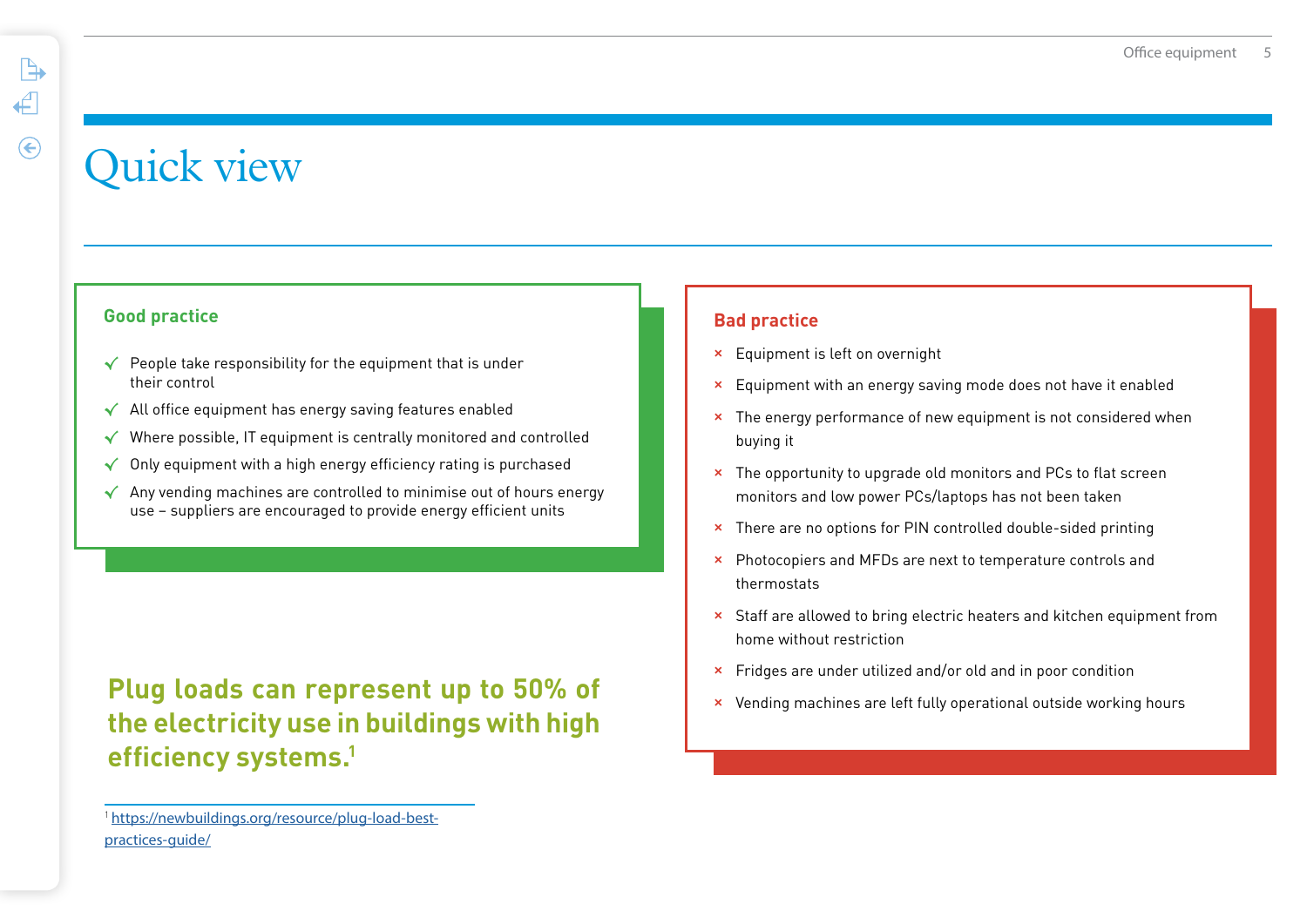# Quick view

## Good practice

- ✓ People take responsibility for the equipment that is under their control
- ✓ All office equipment has energy saving features enabled
- ✓ Where possible, IT equipment is centrally monitored and controlled
- ✓ Only equipment with a high energy efficiency rating is purchased
- ✓ Any vending machines are controlled to minimise out of hours energy use – suppliers are encouraged to provide energy efficient units

**Plug loads can represent up to 50% of the electricity use in buildings with high efficiency systems.**[1]

## Bad practice

- × Equipment is left on overnight
- × Equipment with an energy saving mode does not have it enabled
- × The energy performance of new equipment is not considered when buying it
- × The opportunity to upgrade old monitors and PCs to flat screen monitors and low power PCs/laptops has not been taken
- × There are no options for PIN controlled double-sided printing
- × Photocopiers and MFDs are next to temperature controls and thermostats
- × Staff are allowed to bring electric heaters and kitchen equipment from home without restriction
- × Fridges are under utilized and/or old and in poor condition
- × Vending machines are left fully operational outside working hours

---

[1] https://newbuildings.org/resource/plug-load-best-practices-guide/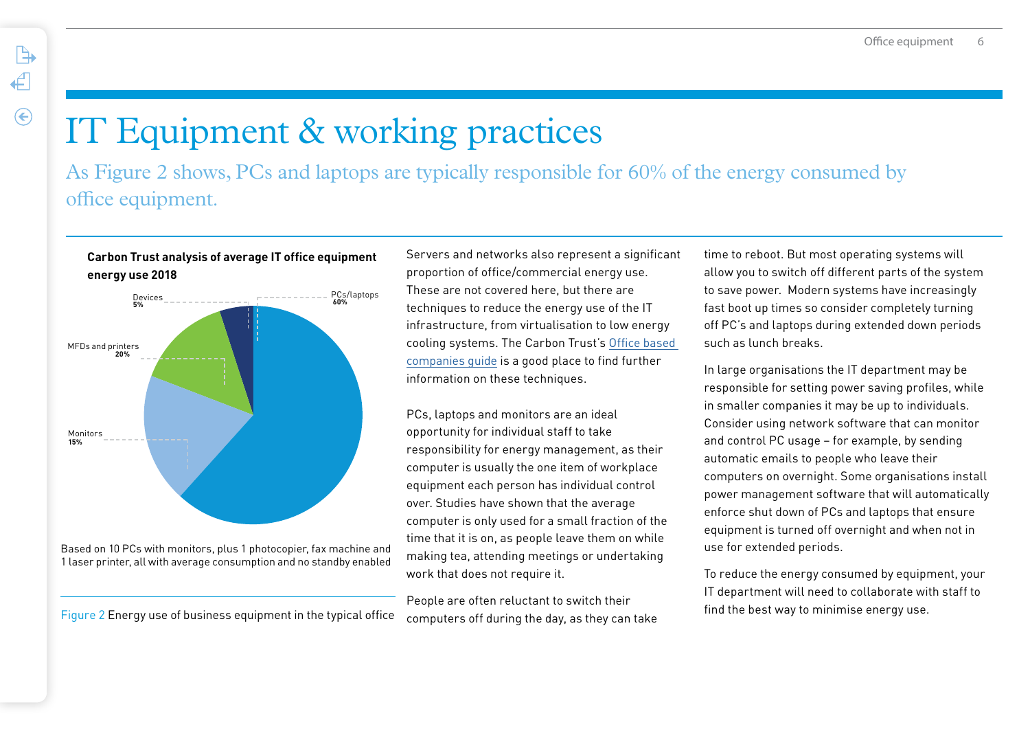# IT Equipment & working practices

As Figure 2 shows, PCs and laptops are typically responsible for 60% of the energy consumed by office equipment.

**Carbon Trust analysis of average IT office equipment energy use 2018**

Devices 5%

PCs/laptops 60%

MFDs and printers 20%

Monitors 15%

Based on 10 PCs with monitors, plus 1 photocopier, fax machine and 1 laser printer, all with average consumption and no standby enabled

Figure 2 Energy use of business equipment in the typical office

Servers and networks also represent a significant proportion of office/commercial energy use. These are not covered here, but there are techniques to reduce the energy use of the IT infrastructure, from virtualisation to low energy cooling systems. The Carbon Trust's Office based companies guide is a good place to find further information on these techniques.

PCs, laptops and monitors are an ideal opportunity for individual staff to take responsibility for energy management, as their computer is usually the one item of workplace equipment each person has individual control over. Studies have shown that the average computer is only used for a small fraction of the time that it is on, as people leave them on while making tea, attending meetings or undertaking work that does not require it.

People are often reluctant to switch their computers off during the day, as they can take time to reboot. But most operating systems will allow you to switch off different parts of the system to save power. Modern systems have increasingly fast boot up times so consider completely turning off PC's and laptops during extended down periods such as lunch breaks.

In large organisations the IT department may be responsible for setting power saving profiles, while in smaller companies it may be up to individuals. Consider using network software that can monitor and control PC usage – for example, by sending automatic emails to people who leave their computers on overnight. Some organisations install power management software that will automatically enforce shut down of PCs and laptops that ensure equipment is turned off overnight and when not in use for extended periods.

To reduce the energy consumed by equipment, your IT department will need to collaborate with staff to find the best way to minimise energy use.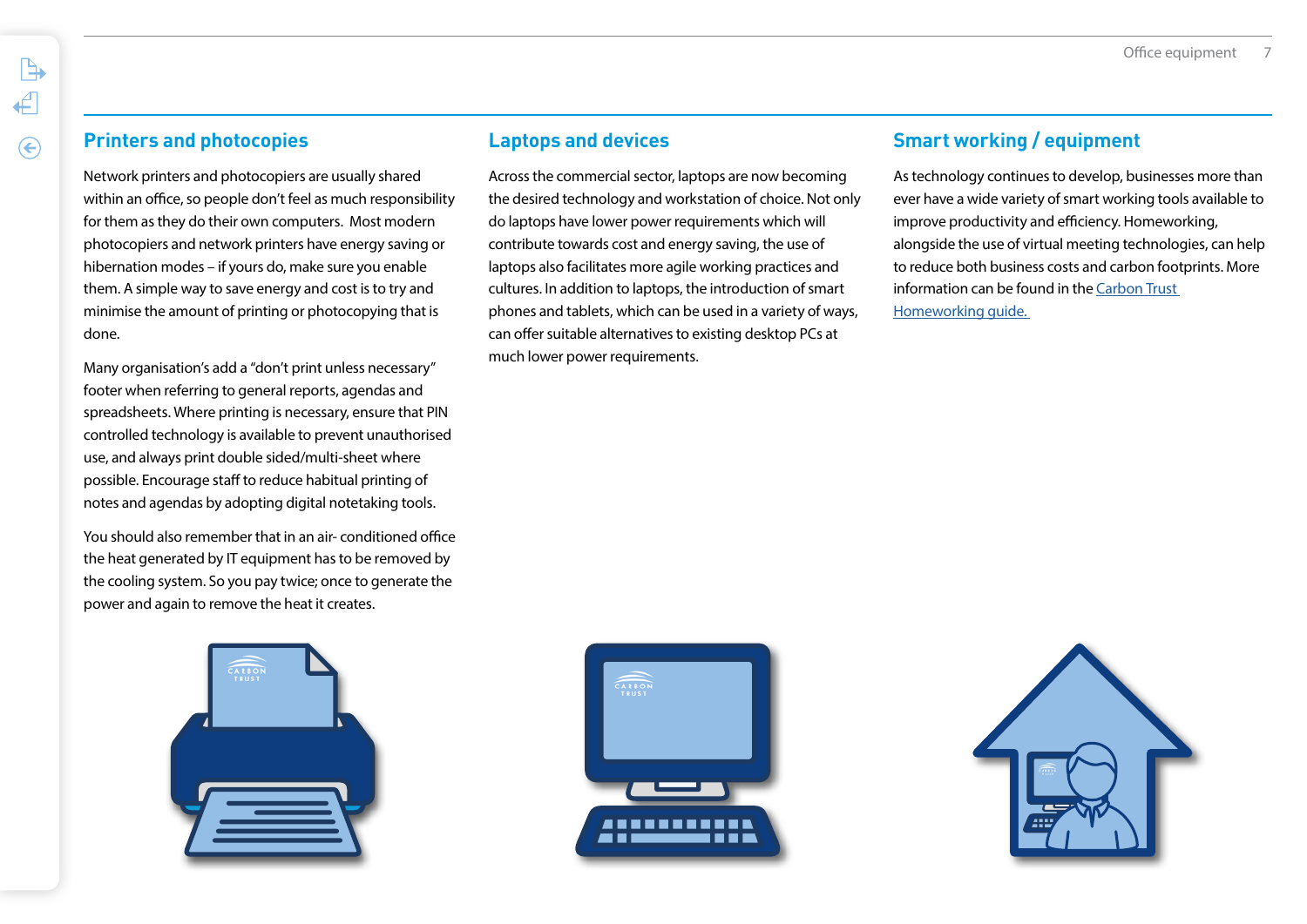## Printers and photocopies

Network printers and photocopiers are usually shared within an office, so people don't feel as much responsibility for them as they do their own computers. Most modern photocopiers and network printers have energy saving or hibernation modes – if yours do, make sure you enable them. A simple way to save energy and cost is to try and minimise the amount of printing or photocopying that is done.

Many organisation's add a "don't print unless necessary" footer when referring to general reports, agendas and spreadsheets. Where printing is necessary, ensure that PIN controlled technology is available to prevent unauthorised use, and always print double sided/multi-sheet where possible. Encourage staff to reduce habitual printing of notes and agendas by adopting digital notetaking tools.

You should also remember that in an air- conditioned office the heat generated by IT equipment has to be removed by the cooling system. So you pay twice; once to generate the power and again to remove the heat it creates.

## Laptops and devices

Across the commercial sector, laptops are now becoming the desired technology and workstation of choice. Not only do laptops have lower power requirements which will contribute towards cost and energy saving, the use of laptops also facilitates more agile working practices and cultures. In addition to laptops, the introduction of smart phones and tablets, which can be used in a variety of ways, can offer suitable alternatives to existing desktop PCs at much lower power requirements.

## Smart working / equipment

As technology continues to develop, businesses more than ever have a wide variety of smart working tools available to improve productivity and efficiency. Homeworking, alongside the use of virtual meeting technologies, can help to reduce both business costs and carbon footprints. More information can be found in the Carbon Trust Homeworking guide.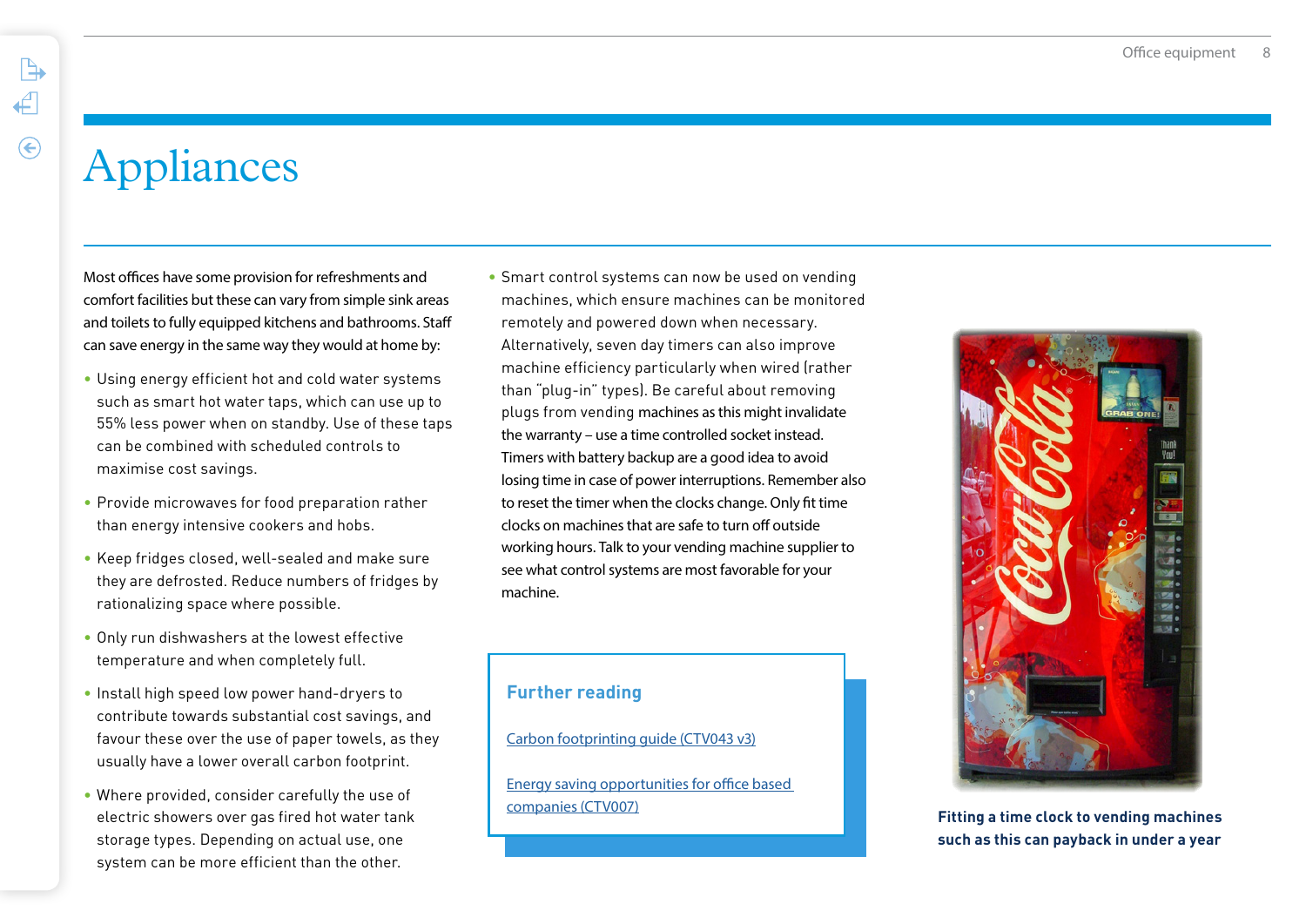# Appliances

Most offices have some provision for refreshments and comfort facilities but these can vary from simple sink areas and toilets to fully equipped kitchens and bathrooms. Staff can save energy in the same way they would at home by:

- Using energy efficient hot and cold water systems such as smart hot water taps, which can use up to 55% less power when on standby. Use of these taps can be combined with scheduled controls to maximise cost savings.
- Provide microwaves for food preparation rather than energy intensive cookers and hobs.
- Keep fridges closed, well-sealed and make sure they are defrosted. Reduce numbers of fridges by rationalizing space where possible.
- Only run dishwashers at the lowest effective temperature and when completely full.
- Install high speed low power hand-dryers to contribute towards substantial cost savings, and favour these over the use of paper towels, as they usually have a lower overall carbon footprint.
- Where provided, consider carefully the use of electric showers over gas fired hot water tank storage types. Depending on actual use, one system can be more efficient than the other.
- Smart control systems can now be used on vending machines, which ensure machines can be monitored remotely and powered down when necessary. Alternatively, seven day timers can also improve machine efficiency particularly when wired (rather than "plug-in" types). Be careful about removing plugs from vending machines as this might invalidate the warranty – use a time controlled socket instead. Timers with battery backup are a good idea to avoid losing time in case of power interruptions. Remember also to reset the timer when the clocks change. Only fit time clocks on machines that are safe to turn off outside working hours. Talk to your vending machine supplier to see what control systems are most favorable for your machine.

### Further reading

[Carbon footprinting guide (CTV043 v3)]

[Energy saving opportunities for office based companies (CTV007)]

**Fitting a time clock to vending machines such as this can payback in under a year**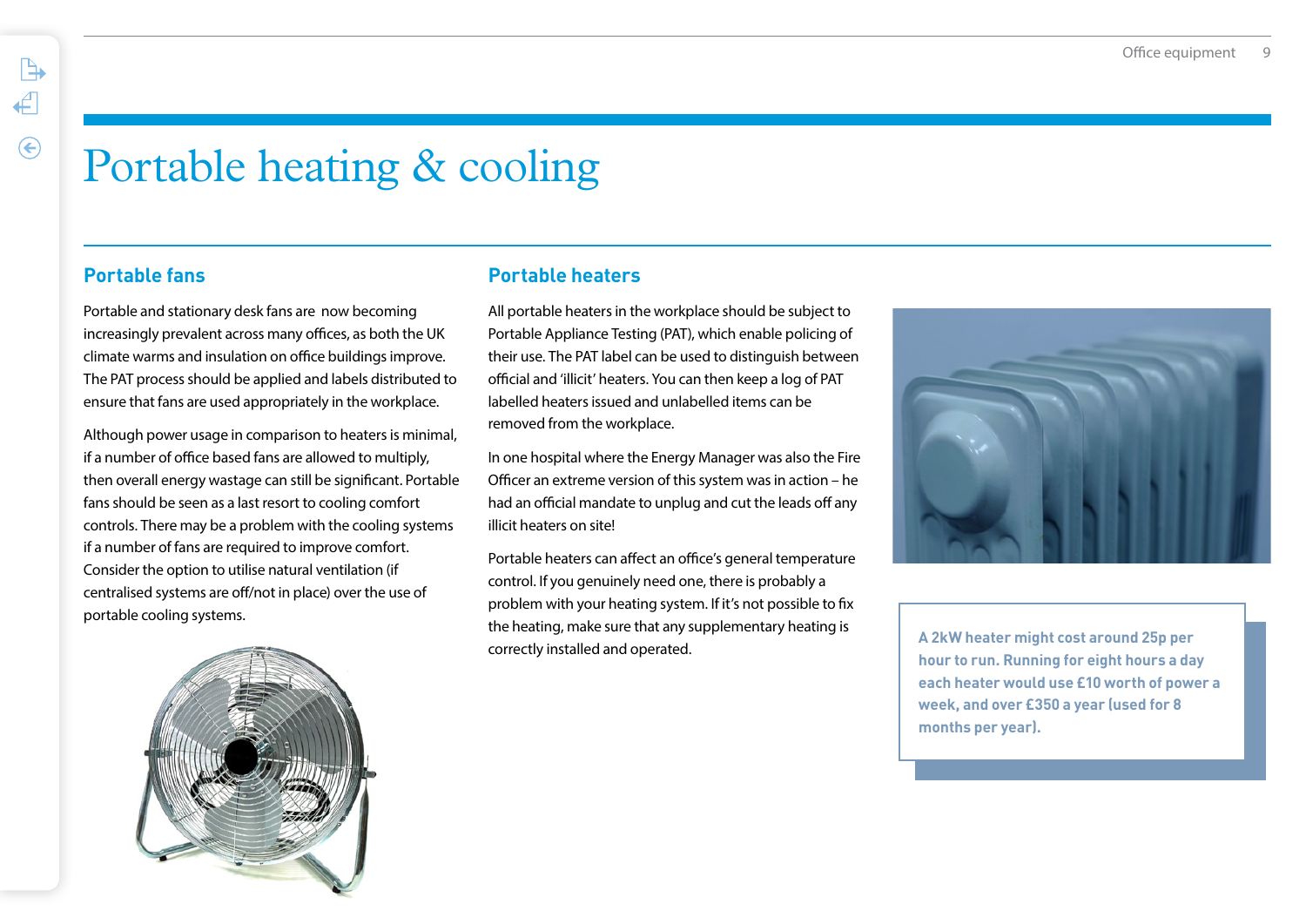# Portable heating & cooling

## Portable fans

Portable and stationary desk fans are  now becoming increasingly prevalent across many offices, as both the UK climate warms and insulation on office buildings improve. The PAT process should be applied and labels distributed to ensure that fans are used appropriately in the workplace.

Although power usage in comparison to heaters is minimal, if a number of office based fans are allowed to multiply, then overall energy wastage can still be significant. Portable fans should be seen as a last resort to cooling comfort controls. There may be a problem with the cooling systems if a number of fans are required to improve comfort. Consider the option to utilise natural ventilation (if centralised systems are off/not in place) over the use of portable cooling systems.

## Portable heaters

All portable heaters in the workplace should be subject to Portable Appliance Testing (PAT), which enable policing of their use. The PAT label can be used to distinguish between official and 'illicit' heaters. You can then keep a log of PAT labelled heaters issued and unlabelled items can be removed from the workplace.

In one hospital where the Energy Manager was also the Fire Officer an extreme version of this system was in action – he had an official mandate to unplug and cut the leads off any illicit heaters on site!

Portable heaters can affect an office's general temperature control. If you genuinely need one, there is probably a problem with your heating system. If it's not possible to fix the heating, make sure that any supplementary heating is correctly installed and operated.

**A 2kW heater might cost around 25p per hour to run. Running for eight hours a day each heater would use £10 worth of power a week, and over £350 a year (used for 8 months per year).**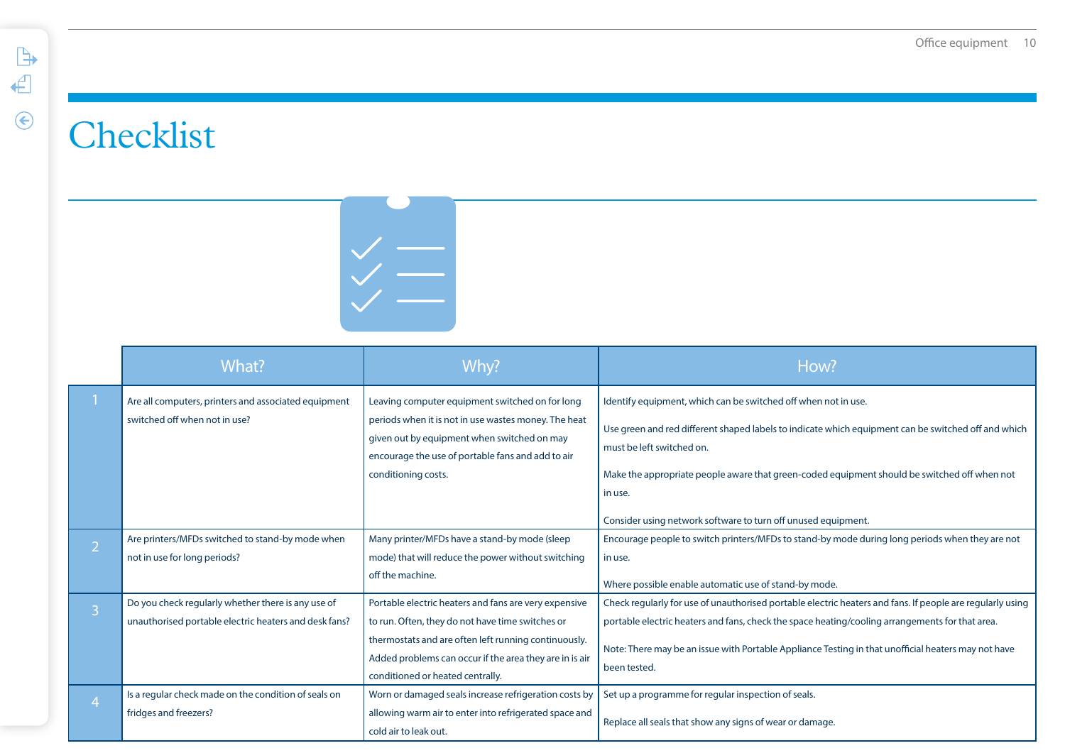# Checklist

| | What? | Why? | How? |
|---|---|---|---|
| 1 | Are all computers, printers and associated equipment switched off when not in use? | Leaving computer equipment switched on for long periods when it is not in use wastes money. The heat given out by equipment when switched on may encourage the use of portable fans and add to air conditioning costs. | Identify equipment, which can be switched off when not in use.<br><br>Use green and red different shaped labels to indicate which equipment can be switched off and which must be left switched on.<br><br>Make the appropriate people aware that green-coded equipment should be switched off when not in use.<br><br>Consider using network software to turn off unused equipment. |
| 2 | Are printers/MFDs switched to stand-by mode when not in use for long periods? | Many printer/MFDs have a stand-by mode (sleep mode) that will reduce the power without switching off the machine. | Encourage people to switch printers/MFDs to stand-by mode during long periods when they are not in use.<br><br>Where possible enable automatic use of stand-by mode. |
| 3 | Do you check regularly whether there is any use of unauthorised portable electric heaters and desk fans? | Portable electric heaters and fans are very expensive to run. Often, they do not have time switches or thermostats and are often left running continuously. Added problems can occur if the area they are in is air conditioned or heated centrally. | Check regularly for use of unauthorised portable electric heaters and fans. If people are regularly using portable electric heaters and fans, check the space heating/cooling arrangements for that area.<br><br>Note: There may be an issue with Portable Appliance Testing in that unofficial heaters may not have been tested. |
| 4 | Is a regular check made on the condition of seals on fridges and freezers? | Worn or damaged seals increase refrigeration costs by allowing warm air to enter into refrigerated space and cold air to leak out. | Set up a programme for regular inspection of seals.<br><br>Replace all seals that show any signs of wear or damage. |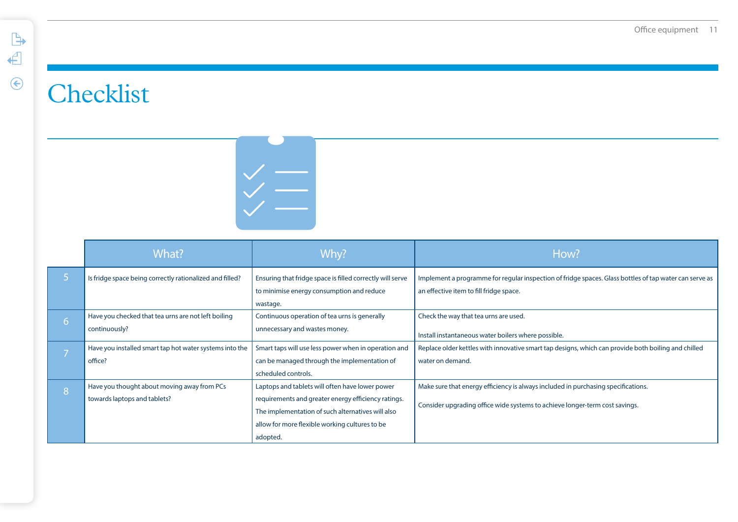# Checklist

| | What? | Why? | How? |
|---|---|---|---|
| 5 | Is fridge space being correctly rationalized and filled? | Ensuring that fridge space is filled correctly will serve to minimise energy consumption and reduce wastage. | Implement a programme for regular inspection of fridge spaces. Glass bottles of tap water can serve as an effective item to fill fridge space. |
| 6 | Have you checked that tea urns are not left boiling continuously? | Continuous operation of tea urns is generally unnecessary and wastes money. | Check the way that tea urns are used.<br><br>Install instantaneous water boilers where possible. |
| 7 | Have you installed smart tap hot water systems into the office? | Smart taps will use less power when in operation and can be managed through the implementation of scheduled controls. | Replace older kettles with innovative smart tap designs, which can provide both boiling and chilled water on demand. |
| 8 | Have you thought about moving away from PCs towards laptops and tablets? | Laptops and tablets will often have lower power requirements and greater energy efficiency ratings. The implementation of such alternatives will also allow for more flexible working cultures to be adopted. | Make sure that energy efficiency is always included in purchasing specifications.<br><br>Consider upgrading office wide systems to achieve longer-term cost savings. |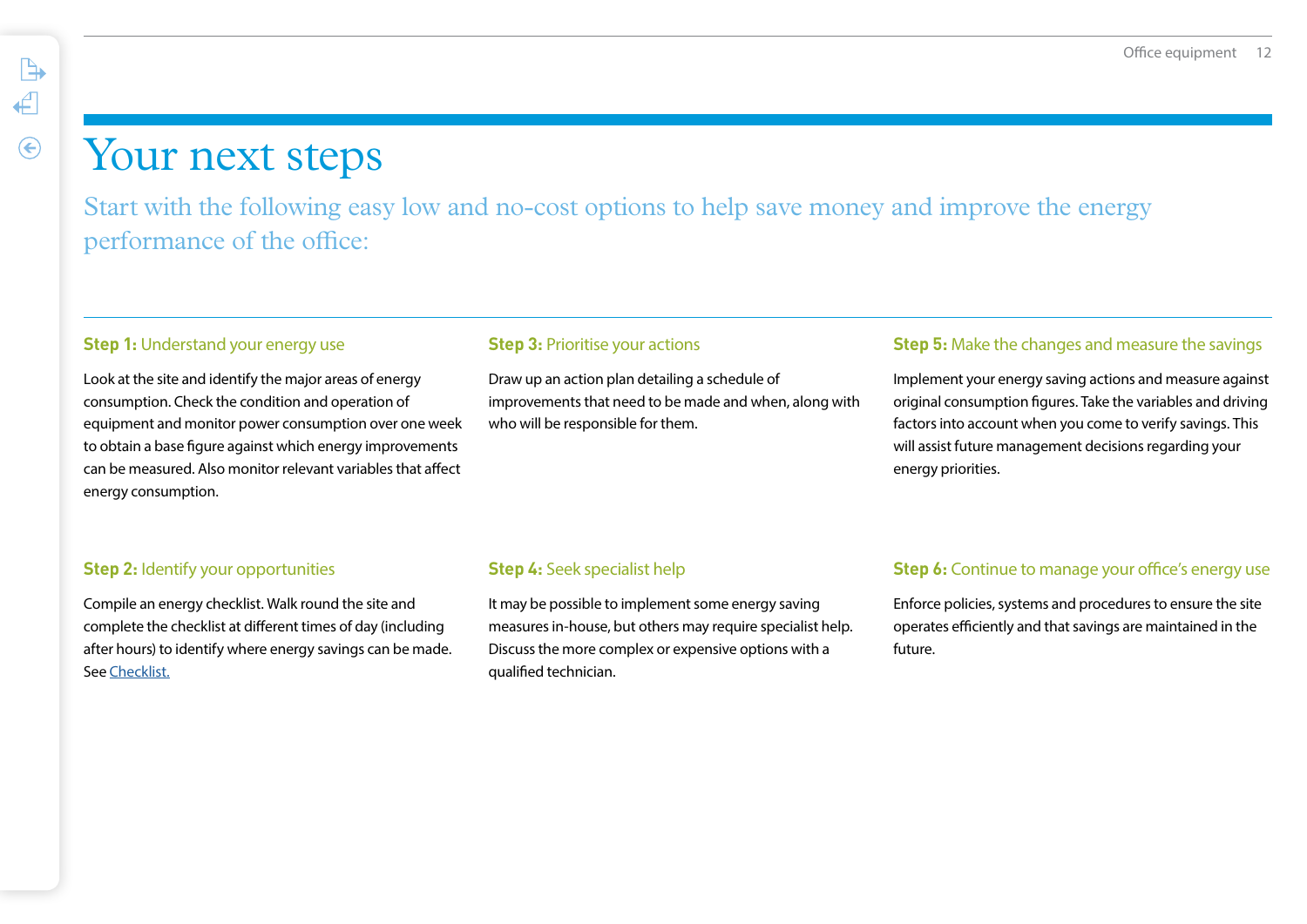# Your next steps

Start with the following easy low and no-cost options to help save money and improve the energy performance of the office:

### **Step 1:** Understand your energy use

Look at the site and identify the major areas of energy consumption. Check the condition and operation of equipment and monitor power consumption over one week to obtain a base figure against which energy improvements can be measured. Also monitor relevant variables that affect energy consumption.

### **Step 2:** Identify your opportunities

Compile an energy checklist. Walk round the site and complete the checklist at different times of day (including after hours) to identify where energy savings can be made. See Checklist.

### **Step 3:** Prioritise your actions

Draw up an action plan detailing a schedule of improvements that need to be made and when, along with who will be responsible for them.

### **Step 4:** Seek specialist help

It may be possible to implement some energy saving measures in-house, but others may require specialist help. Discuss the more complex or expensive options with a qualified technician.

### **Step 5:** Make the changes and measure the savings

Implement your energy saving actions and measure against original consumption figures. Take the variables and driving factors into account when you come to verify savings. This will assist future management decisions regarding your energy priorities.

### **Step 6:** Continue to manage your office's energy use

Enforce policies, systems and procedures to ensure the site operates efficiently and that savings are maintained in the future.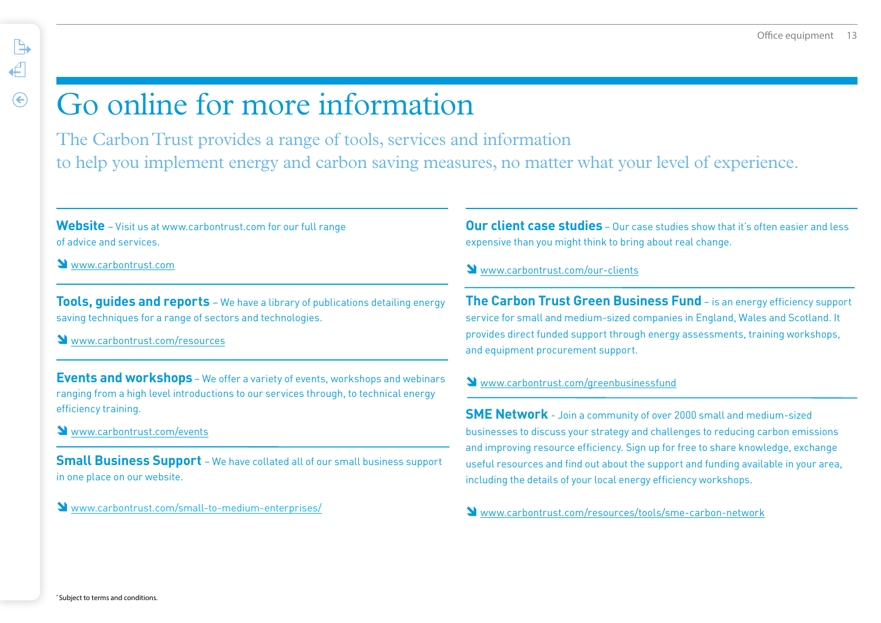# Go online for more information

The Carbon Trust provides a range of tools, services and information to help you implement energy and carbon saving measures, no matter what your level of experience.

**Website** – Visit us at www.carbontrust.com for our full range of advice and services.

↘ www.carbontrust.com

**Tools, guides and reports** – We have a library of publications detailing energy saving techniques for a range of sectors and technologies.

↘ www.carbontrust.com/resources

**Events and workshops** – We offer a variety of events, workshops and webinars ranging from a high level introductions to our services through, to technical energy efficiency training.

↘ www.carbontrust.com/events

**Small Business Support** – We have collated all of our small business support in one place on our website.

↘ www.carbontrust.com/small-to-medium-enterprises/

**Our client case studies** – Our case studies show that it's often easier and less expensive than you might think to bring about real change.

↘ www.carbontrust.com/our-clients

**The Carbon Trust Green Business Fund** – is an energy efficiency support service for small and medium-sized companies in England, Wales and Scotland. It provides direct funded support through energy assessments, training workshops, and equipment procurement support.

↘ www.carbontrust.com/greenbusinessfund

**SME Network** - Join a community of over 2000 small and medium-sized businesses to discuss your strategy and challenges to reducing carbon emissions and improving resource efficiency. Sign up for free to share knowledge, exchange useful resources and find out about the support and funding available in your area, including the details of your local energy efficiency workshops.

↘ www.carbontrust.com/resources/tools/sme-carbon-network

* Subject to terms and conditions.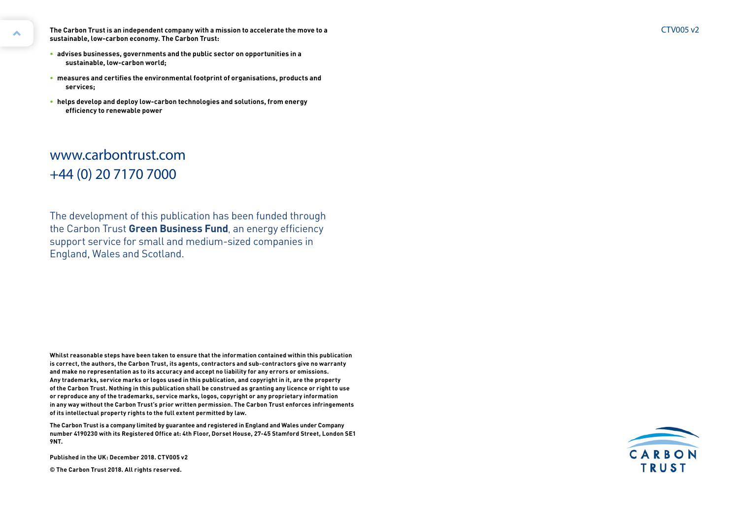**The Carbon Trust is an independent company with a mission to accelerate the move to a sustainable, low-carbon economy. The Carbon Trust:**

- **advises businesses, governments and the public sector on opportunities in a sustainable, low-carbon world;**
- **measures and certifies the environmental footprint of organisations, products and services;**
- **helps develop and deploy low-carbon technologies and solutions, from energy efficiency to renewable power**

www.carbontrust.com
+44 (0) 20 7170 7000

The development of this publication has been funded through the Carbon Trust **Green Business Fund**, an energy efficiency support service for small and medium-sized companies in England, Wales and Scotland.

**Whilst reasonable steps have been taken to ensure that the information contained within this publication is correct, the authors, the Carbon Trust, its agents, contractors and sub-contractors give no warranty and make no representation as to its accuracy and accept no liability for any errors or omissions. Any trademarks, service marks or logos used in this publication, and copyright in it, are the property of the Carbon Trust. Nothing in this publication shall be construed as granting any licence or right to use or reproduce any of the trademarks, service marks, logos, copyright or any proprietary information in any way without the Carbon Trust's prior written permission. The Carbon Trust enforces infringements of its intellectual property rights to the full extent permitted by law.**

**The Carbon Trust is a company limited by guarantee and registered in England and Wales under Company number 4190230 with its Registered Office at: 4th Floor, Dorset House, 27-45 Stamford Street, London SE1 9NT.**

**Published in the UK: December 2018. CTV005 v2**

**© The Carbon Trust 2018. All rights reserved.**

CARBON TRUST